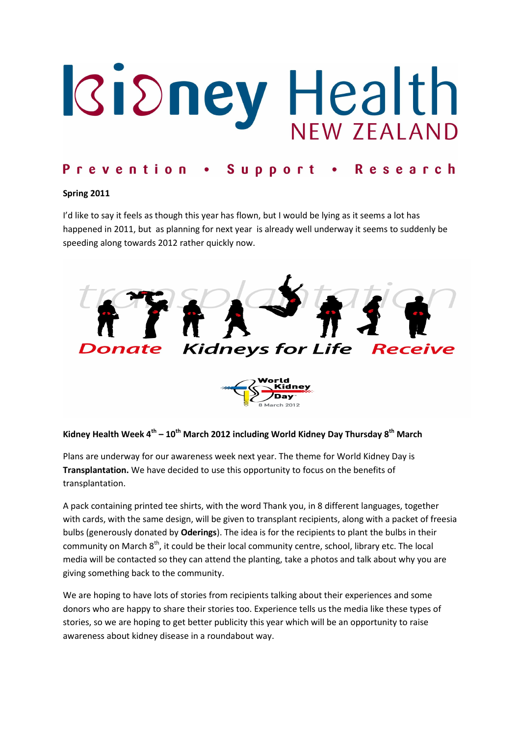# Kidney Health NEW ZEALAND

**Prevention • Support • Research**

**Spring 2011**

I'd like to say it feels as though this year has flown, but I would be lying as it seems a lot has happened in 2011, but as planning for next year is already well underway it seems to suddenly be speeding along towards 2012 rather quickly now.

transplantation

Donate Kidneys for Life Receive

World Kidney Day 8 March 2012

**Kidney Health Week 4th – 10th March 2012 including World Kidney Day Thursday 8th March**

Plans are underway for our awareness week next year. The theme for World Kidney Day is **Transplantation.** We have decided to use this opportunity to focus on the benefits of transplantation.

A pack containing printed tee shirts, with the word Thank you, in 8 different languages, together with cards, with the same design, will be given to transplant recipients, along with a packet of freesia bulbs (generously donated by **Oderings**). The idea is for the recipients to plant the bulbs in their community on March 8th, it could be their local community centre, school, library etc. The local media will be contacted so they can attend the planting, take a photos and talk about why you are giving something back to the community.

We are hoping to have lots of stories from recipients talking about their experiences and some donors who are happy to share their stories too. Experience tells us the media like these types of stories, so we are hoping to get better publicity this year which will be an opportunity to raise awareness about kidney disease in a roundabout way.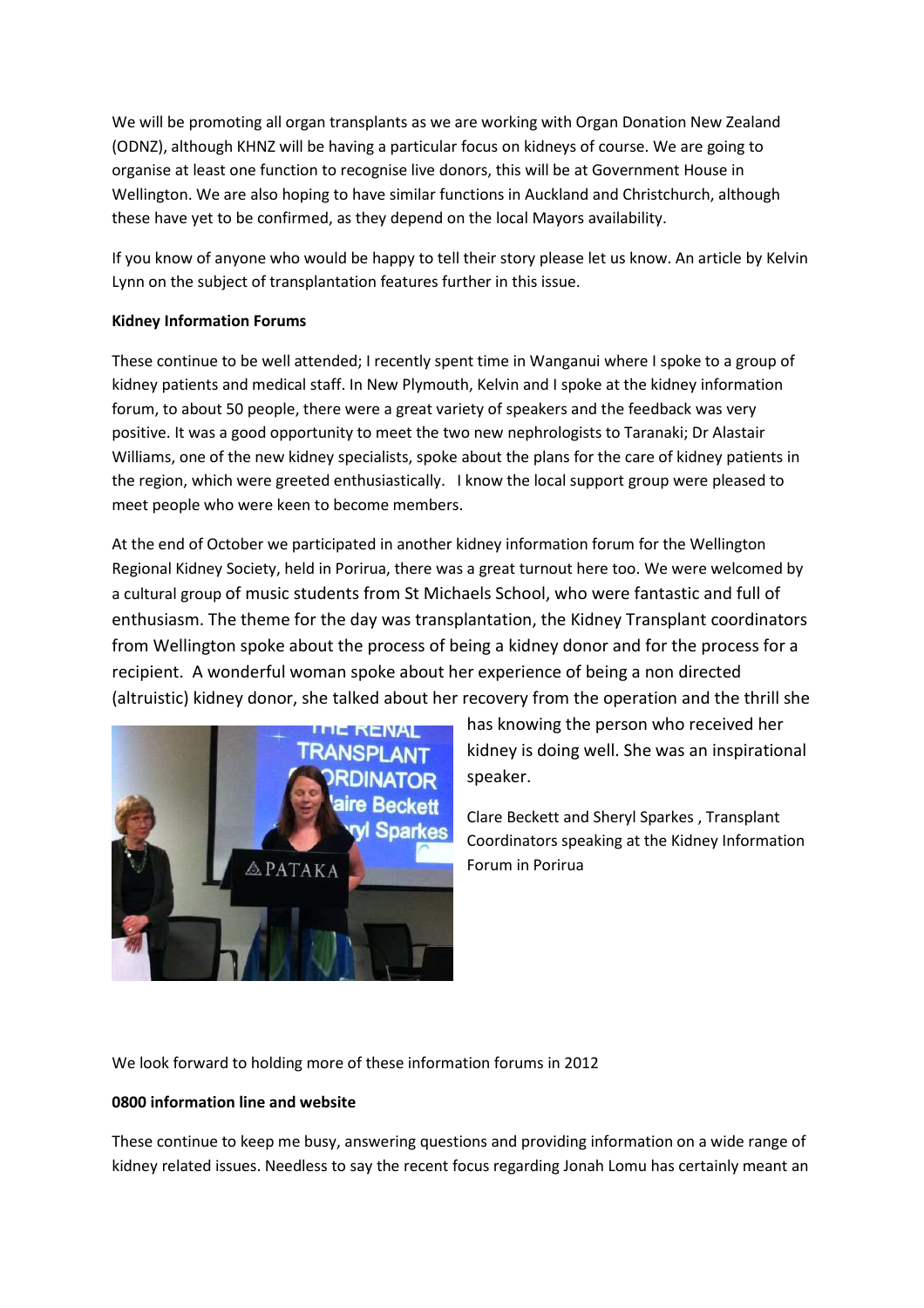We will be promoting all organ transplants as we are working with Organ Donation New Zealand (ODNZ), although KHNZ will be having a particular focus on kidneys of course. We are going to organise at least one function to recognise live donors, this will be at Government House in Wellington. We are also hoping to have similar functions in Auckland and Christchurch, although these have yet to be confirmed, as they depend on the local Mayors availability.

If you know of anyone who would be happy to tell their story please let us know. An article by Kelvin Lynn on the subject of transplantation features further in this issue.

**Kidney Information Forums**

These continue to be well attended; I recently spent time in Wanganui where I spoke to a group of kidney patients and medical staff. In New Plymouth, Kelvin and I spoke at the kidney information forum, to about 50 people, there were a great variety of speakers and the feedback was very positive. It was a good opportunity to meet the two new nephrologists to Taranaki; Dr Alastair Williams, one of the new kidney specialists, spoke about the plans for the care of kidney patients in the region, which were greeted enthusiastically. I know the local support group were pleased to meet people who were keen to become members.

At the end of October we participated in another kidney information forum for the Wellington Regional Kidney Society, held in Porirua, there was a great turnout here too. We were welcomed by a cultural group of music students from St Michaels School, who were fantastic and full of enthusiasm. The theme for the day was transplantation, the Kidney Transplant coordinators from Wellington spoke about the process of being a kidney donor and for the process for a recipient. A wonderful woman spoke about her experience of being a non directed (altruistic) kidney donor, she talked about her recovery from the operation and the thrill she has knowing the person who received her kidney is doing well. She was an inspirational speaker.

Clare Beckett and Sheryl Sparkes , Transplant Coordinators speaking at the Kidney Information Forum in Porirua

We look forward to holding more of these information forums in 2012

**0800 information line and website**

These continue to keep me busy, answering questions and providing information on a wide range of kidney related issues. Needless to say the recent focus regarding Jonah Lomu has certainly meant an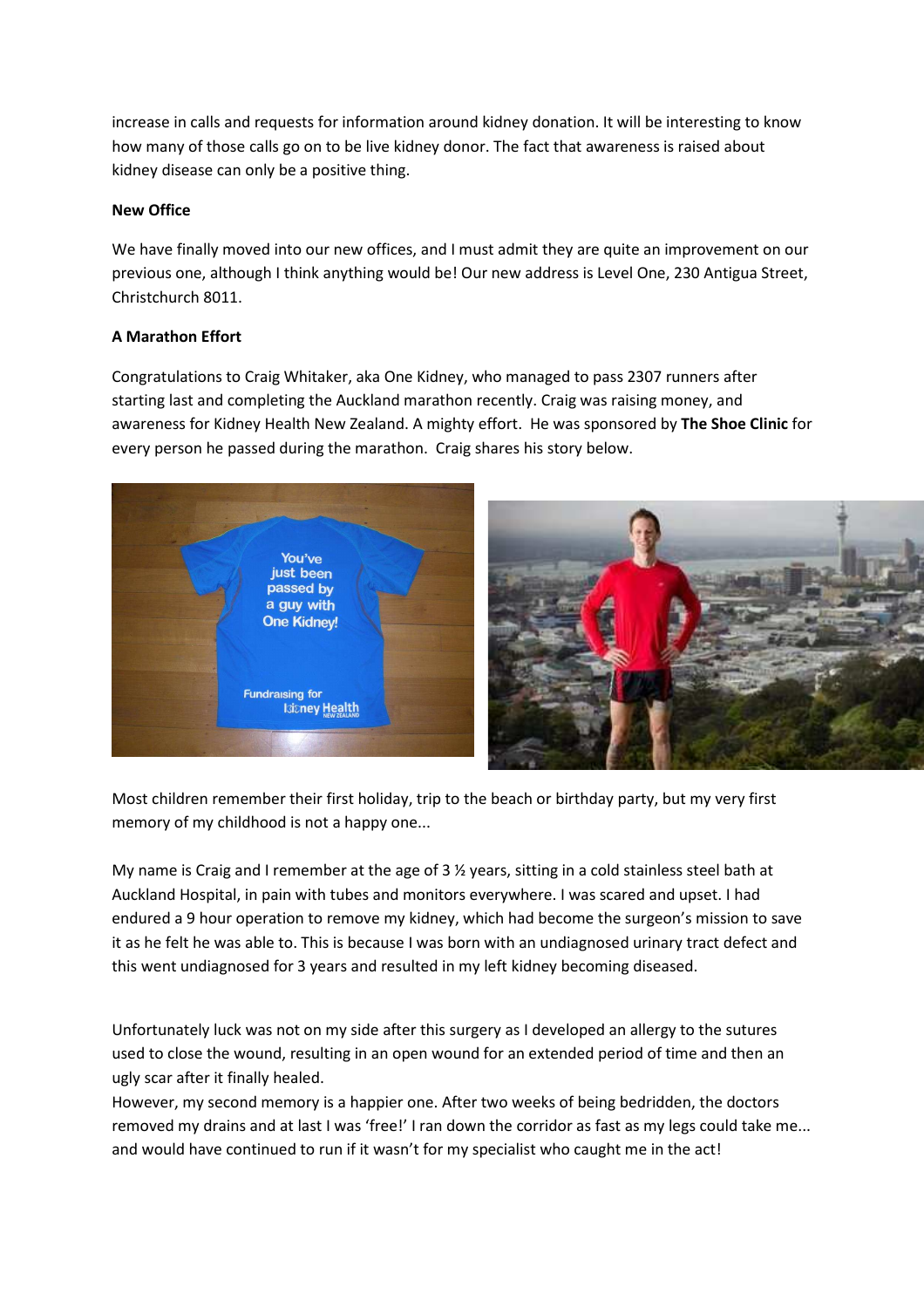increase in calls and requests for information around kidney donation. It will be interesting to know how many of those calls go on to be live kidney donor. The fact that awareness is raised about kidney disease can only be a positive thing.

**New Office**

We have finally moved into our new offices, and I must admit they are quite an improvement on our previous one, although I think anything would be! Our new address is Level One, 230 Antigua Street, Christchurch 8011.

**A Marathon Effort**

Congratulations to Craig Whitaker, aka One Kidney, who managed to pass 2307 runners after starting last and completing the Auckland marathon recently. Craig was raising money, and awareness for Kidney Health New Zealand. A mighty effort. He was sponsored by **The Shoe Clinic** for every person he passed during the marathon. Craig shares his story below.

Most children remember their first holiday, trip to the beach or birthday party, but my very first memory of my childhood is not a happy one...

My name is Craig and I remember at the age of 3 ½ years, sitting in a cold stainless steel bath at Auckland Hospital, in pain with tubes and monitors everywhere. I was scared and upset. I had endured a 9 hour operation to remove my kidney, which had become the surgeon's mission to save it as he felt he was able to. This is because I was born with an undiagnosed urinary tract defect and this went undiagnosed for 3 years and resulted in my left kidney becoming diseased.

Unfortunately luck was not on my side after this surgery as I developed an allergy to the sutures used to close the wound, resulting in an open wound for an extended period of time and then an ugly scar after it finally healed.

However, my second memory is a happier one. After two weeks of being bedridden, the doctors removed my drains and at last I was 'free!' I ran down the corridor as fast as my legs could take me... and would have continued to run if it wasn't for my specialist who caught me in the act!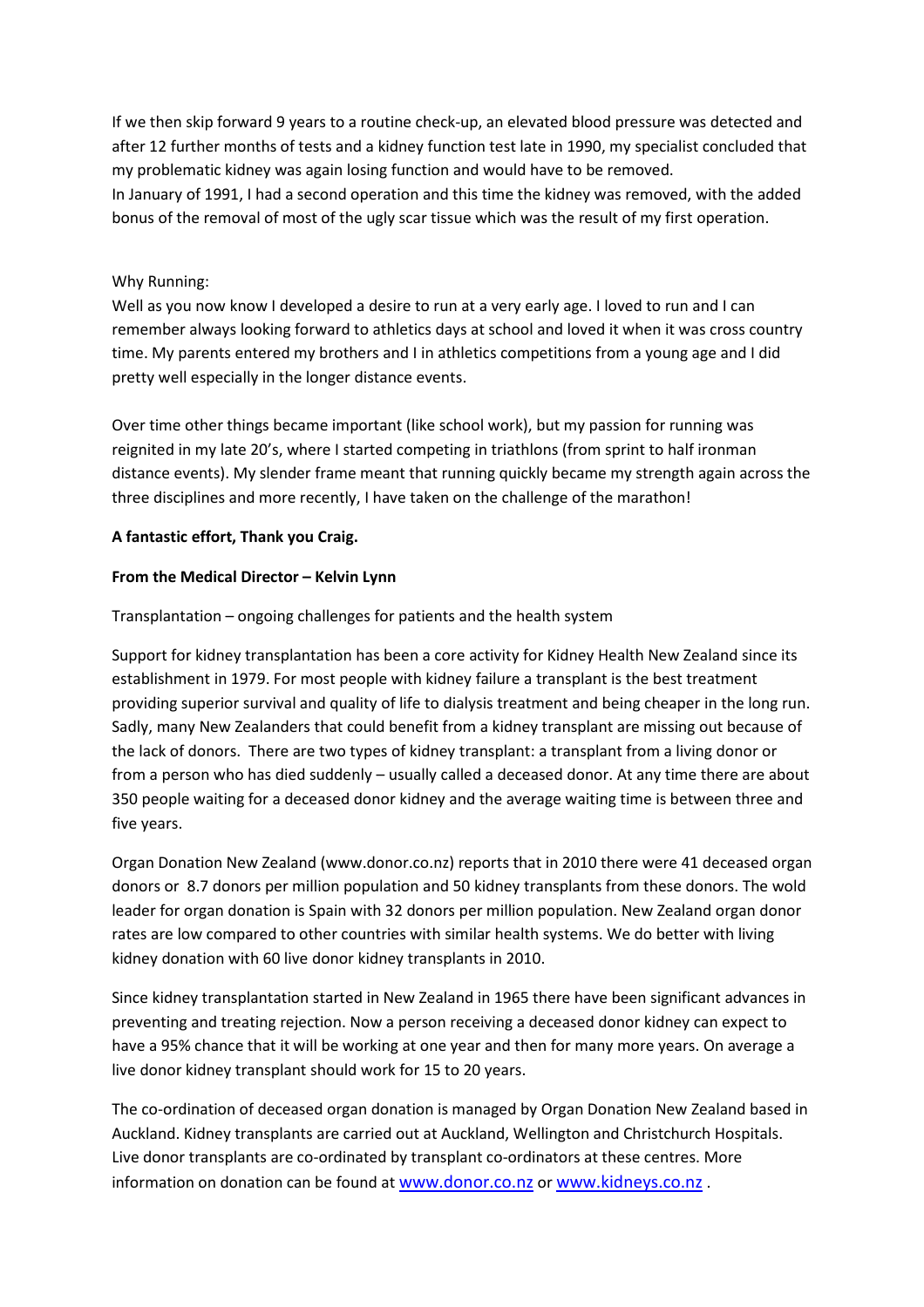If we then skip forward 9 years to a routine check-up, an elevated blood pressure was detected and after 12 further months of tests and a kidney function test late in 1990, my specialist concluded that my problematic kidney was again losing function and would have to be removed.
In January of 1991, I had a second operation and this time the kidney was removed, with the added bonus of the removal of most of the ugly scar tissue which was the result of my first operation.

Why Running:
Well as you now know I developed a desire to run at a very early age. I loved to run and I can remember always looking forward to athletics days at school and loved it when it was cross country time. My parents entered my brothers and I in athletics competitions from a young age and I did pretty well especially in the longer distance events.

Over time other things became important (like school work), but my passion for running was reignited in my late 20's, where I started competing in triathlons (from sprint to half ironman distance events). My slender frame meant that running quickly became my strength again across the three disciplines and more recently, I have taken on the challenge of the marathon!

**A fantastic effort, Thank you Craig.**

**From the Medical Director – Kelvin Lynn**

Transplantation – ongoing challenges for patients and the health system

Support for kidney transplantation has been a core activity for Kidney Health New Zealand since its establishment in 1979. For most people with kidney failure a transplant is the best treatment providing superior survival and quality of life to dialysis treatment and being cheaper in the long run. Sadly, many New Zealanders that could benefit from a kidney transplant are missing out because of the lack of donors. There are two types of kidney transplant: a transplant from a living donor or from a person who has died suddenly – usually called a deceased donor. At any time there are about 350 people waiting for a deceased donor kidney and the average waiting time is between three and five years.

Organ Donation New Zealand (www.donor.co.nz) reports that in 2010 there were 41 deceased organ donors or 8.7 donors per million population and 50 kidney transplants from these donors. The wold leader for organ donation is Spain with 32 donors per million population. New Zealand organ donor rates are low compared to other countries with similar health systems. We do better with living kidney donation with 60 live donor kidney transplants in 2010.

Since kidney transplantation started in New Zealand in 1965 there have been significant advances in preventing and treating rejection. Now a person receiving a deceased donor kidney can expect to have a 95% chance that it will be working at one year and then for many more years. On average a live donor kidney transplant should work for 15 to 20 years.

The co-ordination of deceased organ donation is managed by Organ Donation New Zealand based in Auckland. Kidney transplants are carried out at Auckland, Wellington and Christchurch Hospitals. Live donor transplants are co-ordinated by transplant co-ordinators at these centres. More information on donation can be found at www.donor.co.nz or www.kidneys.co.nz .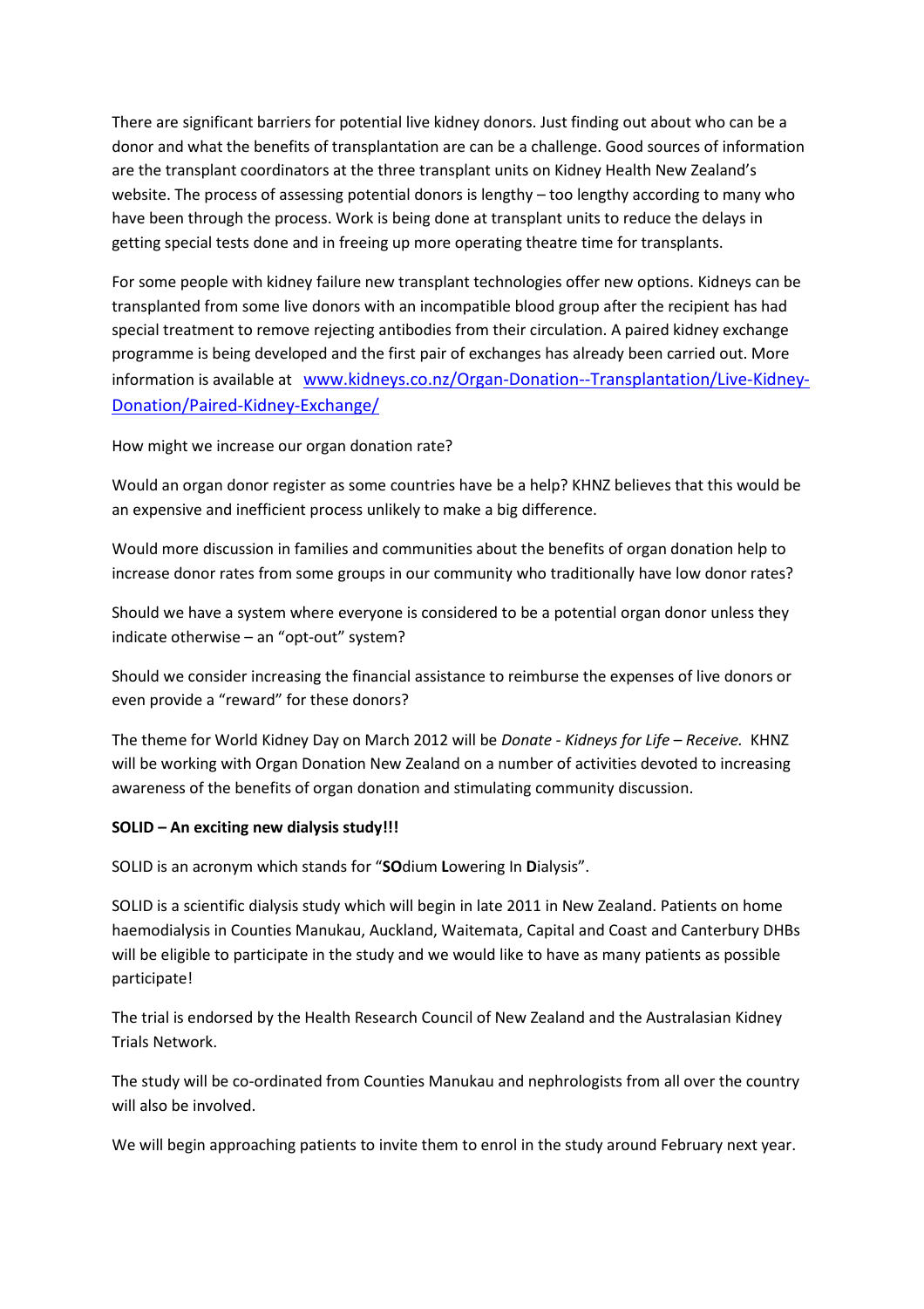There are significant barriers for potential live kidney donors. Just finding out about who can be a donor and what the benefits of transplantation are can be a challenge. Good sources of information are the transplant coordinators at the three transplant units on Kidney Health New Zealand's website. The process of assessing potential donors is lengthy – too lengthy according to many who have been through the process. Work is being done at transplant units to reduce the delays in getting special tests done and in freeing up more operating theatre time for transplants.

For some people with kidney failure new transplant technologies offer new options. Kidneys can be transplanted from some live donors with an incompatible blood group after the recipient has had special treatment to remove rejecting antibodies from their circulation. A paired kidney exchange programme is being developed and the first pair of exchanges has already been carried out. More information is available at [www.kidneys.co.nz/Organ-Donation--Transplantation/Live-Kidney-Donation/Paired-Kidney-Exchange/](www.kidneys.co.nz/Organ-Donation--Transplantation/Live-Kidney-Donation/Paired-Kidney-Exchange/)

How might we increase our organ donation rate?

Would an organ donor register as some countries have be a help? KHNZ believes that this would be an expensive and inefficient process unlikely to make a big difference.

Would more discussion in families and communities about the benefits of organ donation help to increase donor rates from some groups in our community who traditionally have low donor rates?

Should we have a system where everyone is considered to be a potential organ donor unless they indicate otherwise – an "opt-out" system?

Should we consider increasing the financial assistance to reimburse the expenses of live donors or even provide a "reward" for these donors?

The theme for World Kidney Day on March 2012 will be *Donate - Kidneys for Life – Receive.* KHNZ will be working with Organ Donation New Zealand on a number of activities devoted to increasing awareness of the benefits of organ donation and stimulating community discussion.

**SOLID – An exciting new dialysis study!!!**

SOLID is an acronym which stands for "**SO**dium **L**owering **I**n **D**ialysis".

SOLID is a scientific dialysis study which will begin in late 2011 in New Zealand. Patients on home haemodialysis in Counties Manukau, Auckland, Waitemata, Capital and Coast and Canterbury DHBs will be eligible to participate in the study and we would like to have as many patients as possible participate!

The trial is endorsed by the Health Research Council of New Zealand and the Australasian Kidney Trials Network.

The study will be co-ordinated from Counties Manukau and nephrologists from all over the country will also be involved.

We will begin approaching patients to invite them to enrol in the study around February next year.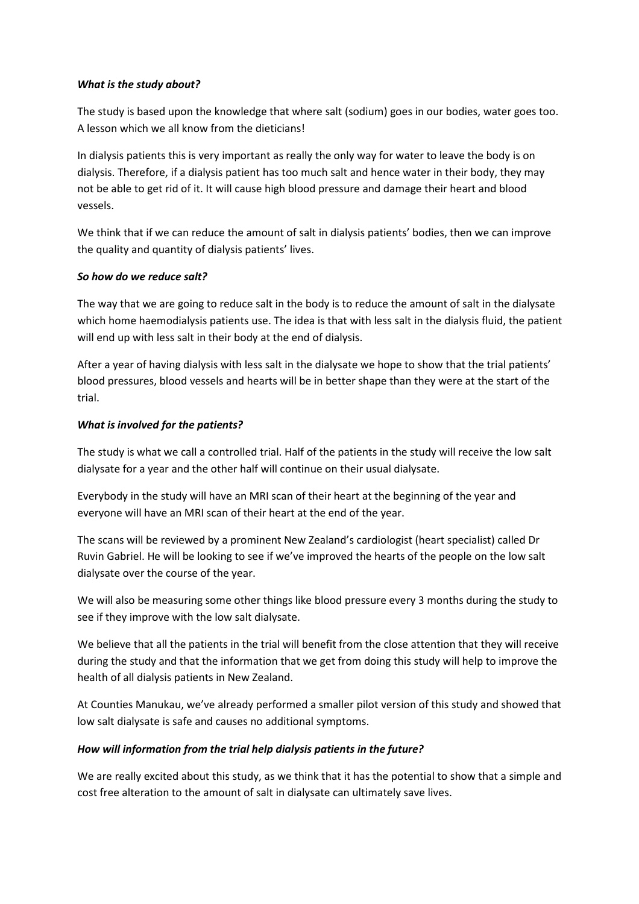### *What is the study about?*

The study is based upon the knowledge that where salt (sodium) goes in our bodies, water goes too. A lesson which we all know from the dieticians!

In dialysis patients this is very important as really the only way for water to leave the body is on dialysis. Therefore, if a dialysis patient has too much salt and hence water in their body, they may not be able to get rid of it. It will cause high blood pressure and damage their heart and blood vessels.

We think that if we can reduce the amount of salt in dialysis patients' bodies, then we can improve the quality and quantity of dialysis patients' lives.

### *So how do we reduce salt?*

The way that we are going to reduce salt in the body is to reduce the amount of salt in the dialysate which home haemodialysis patients use. The idea is that with less salt in the dialysis fluid, the patient will end up with less salt in their body at the end of dialysis.

After a year of having dialysis with less salt in the dialysate we hope to show that the trial patients' blood pressures, blood vessels and hearts will be in better shape than they were at the start of the trial.

### *What is involved for the patients?*

The study is what we call a controlled trial. Half of the patients in the study will receive the low salt dialysate for a year and the other half will continue on their usual dialysate.

Everybody in the study will have an MRI scan of their heart at the beginning of the year and everyone will have an MRI scan of their heart at the end of the year.

The scans will be reviewed by a prominent New Zealand's cardiologist (heart specialist) called Dr Ruvin Gabriel. He will be looking to see if we've improved the hearts of the people on the low salt dialysate over the course of the year.

We will also be measuring some other things like blood pressure every 3 months during the study to see if they improve with the low salt dialysate.

We believe that all the patients in the trial will benefit from the close attention that they will receive during the study and that the information that we get from doing this study will help to improve the health of all dialysis patients in New Zealand.

At Counties Manukau, we've already performed a smaller pilot version of this study and showed that low salt dialysate is safe and causes no additional symptoms.

### *How will information from the trial help dialysis patients in the future?*

We are really excited about this study, as we think that it has the potential to show that a simple and cost free alteration to the amount of salt in dialysate can ultimately save lives.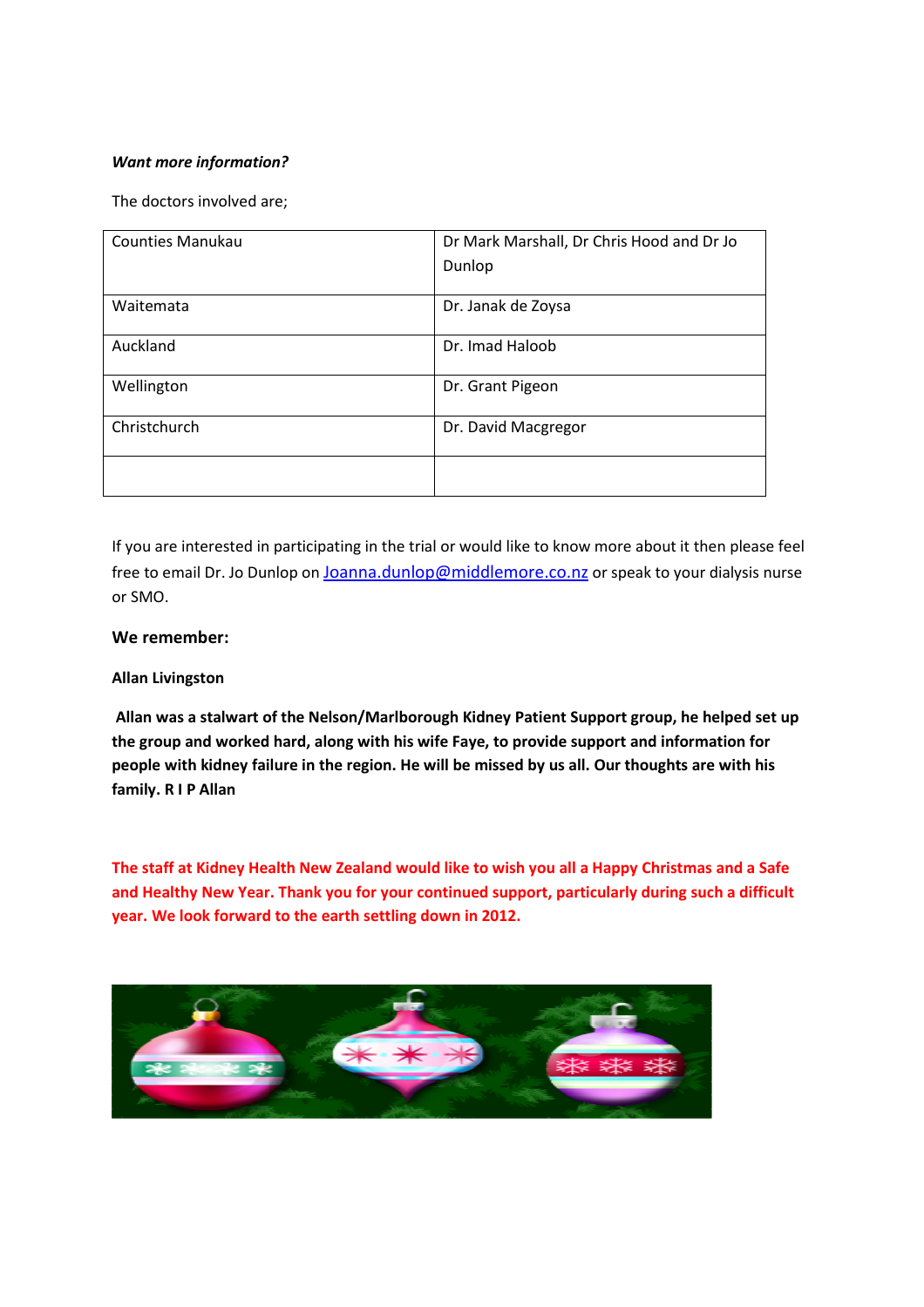***Want more information?***

The doctors involved are;

| Counties Manukau | Dr Mark Marshall, Dr Chris Hood and Dr Jo Dunlop |
|---|---|
| Waitemata | Dr. Janak de Zoysa |
| Auckland | Dr. Imad Haloob |
| Wellington | Dr. Grant Pigeon |
| Christchurch | Dr. David Macgregor |
| | |

If you are interested in participating in the trial or would like to know more about it then please feel free to email Dr. Jo Dunlop on [Joanna.dunlop@middlemore.co.nz](mailto:Joanna.dunlop@middlemore.co.nz) or speak to your dialysis nurse or SMO.

### We remember:

**Allan Livingston**

**Allan was a stalwart of the Nelson/Marlborough Kidney Patient Support group, he helped set up the group and worked hard, along with his wife Faye, to provide support and information for people with kidney failure in the region. He will be missed by us all. Our thoughts are with his family. R I P Allan**

**The staff at Kidney Health New Zealand would like to wish you all a Happy Christmas and a Safe and Healthy New Year. Thank you for your continued support, particularly during such a difficult year. We look forward to the earth settling down in 2012.**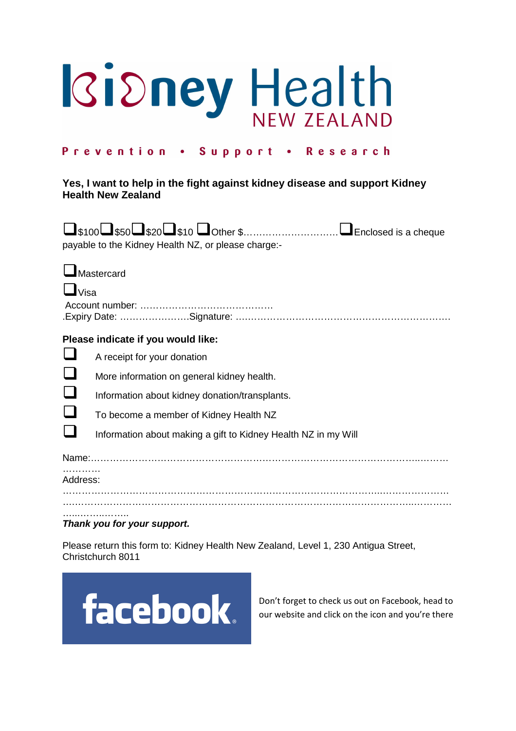# Kidney Health NEW ZEALAND

**Prevention • Support • Research**

**Yes, I want to help in the fight against kidney disease and support Kidney Health New Zealand**

❑ $100 ❑ $50 ❑ $20 ❑ $10 ❑ Other $………………………… ❑ Enclosed is a cheque payable to the Kidney Health NZ, or please charge:-

❑ Mastercard

❑ Visa

Account number: ……………………………………

.Expiry Date: ………………….Signature: ……………………………………………………………

**Please indicate if you would like:**

❑ A receipt for your donation

❑ More information on general kidney health.

❑ Information about kidney donation/transplants.

❑ To become a member of Kidney Health NZ

❑ Information about making a gift to Kidney Health NZ in my Will

Name:……………………………………………………………………………………………………………

Address: ……………………………………………………………………………………………………………

………………………………………………………………………………………………………………………

…………………….

***Thank you for your support.***

Please return this form to: Kidney Health New Zealand, Level 1, 230 Antigua Street, Christchurch 8011

facebook

Don't forget to check us out on Facebook, head to our website and click on the icon and you're there